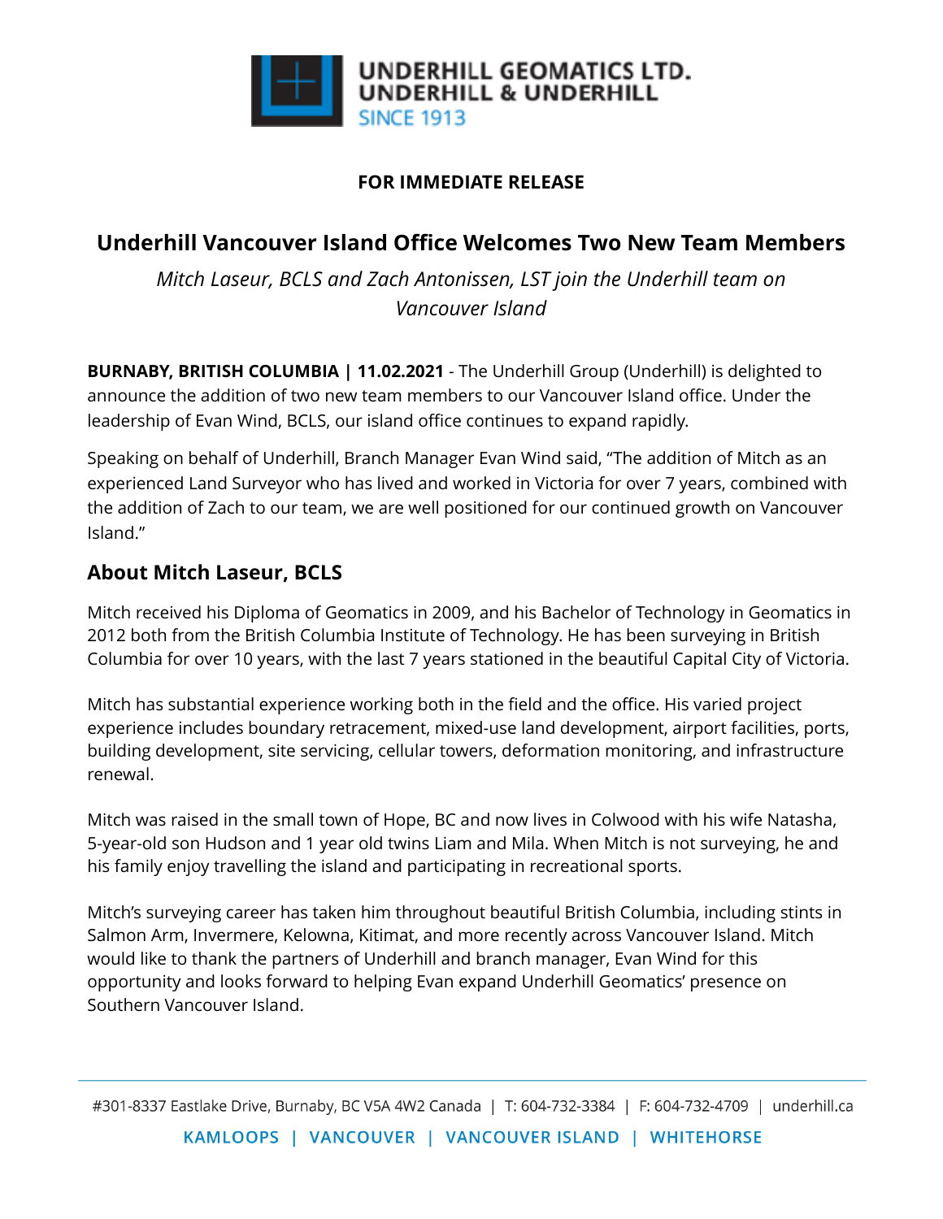UNDERHILL GEOMATICS LTD.
UNDERHILL & UNDERHILL
SINCE 1913

**FOR IMMEDIATE RELEASE**

# Underhill Vancouver Island Office Welcomes Two New Team Members

*Mitch Laseur, BCLS and Zach Antonissen, LST join the Underhill team on Vancouver Island*

**BURNABY, BRITISH COLUMBIA | 11.02.2021** - The Underhill Group (Underhill) is delighted to announce the addition of two new team members to our Vancouver Island office. Under the leadership of Evan Wind, BCLS, our island office continues to expand rapidly.

Speaking on behalf of Underhill, Branch Manager Evan Wind said, "The addition of Mitch as an experienced Land Surveyor who has lived and worked in Victoria for over 7 years, combined with the addition of Zach to our team, we are well positioned for our continued growth on Vancouver Island."

## About Mitch Laseur, BCLS

Mitch received his Diploma of Geomatics in 2009, and his Bachelor of Technology in Geomatics in 2012 both from the British Columbia Institute of Technology. He has been surveying in British Columbia for over 10 years, with the last 7 years stationed in the beautiful Capital City of Victoria.

Mitch has substantial experience working both in the field and the office. His varied project experience includes boundary retracement, mixed-use land development, airport facilities, ports, building development, site servicing, cellular towers, deformation monitoring, and infrastructure renewal.

Mitch was raised in the small town of Hope, BC and now lives in Colwood with his wife Natasha, 5-year-old son Hudson and 1 year old twins Liam and Mila. When Mitch is not surveying, he and his family enjoy travelling the island and participating in recreational sports.

Mitch's surveying career has taken him throughout beautiful British Columbia, including stints in Salmon Arm, Invermere, Kelowna, Kitimat, and more recently across Vancouver Island. Mitch would like to thank the partners of Underhill and branch manager, Evan Wind for this opportunity and looks forward to helping Evan expand Underhill Geomatics' presence on Southern Vancouver Island.

#301-8337 Eastlake Drive, Burnaby, BC V5A 4W2 Canada | T: 604-732-3384 | F: 604-732-4709 | underhill.ca

KAMLOOPS | VANCOUVER | VANCOUVER ISLAND | WHITEHORSE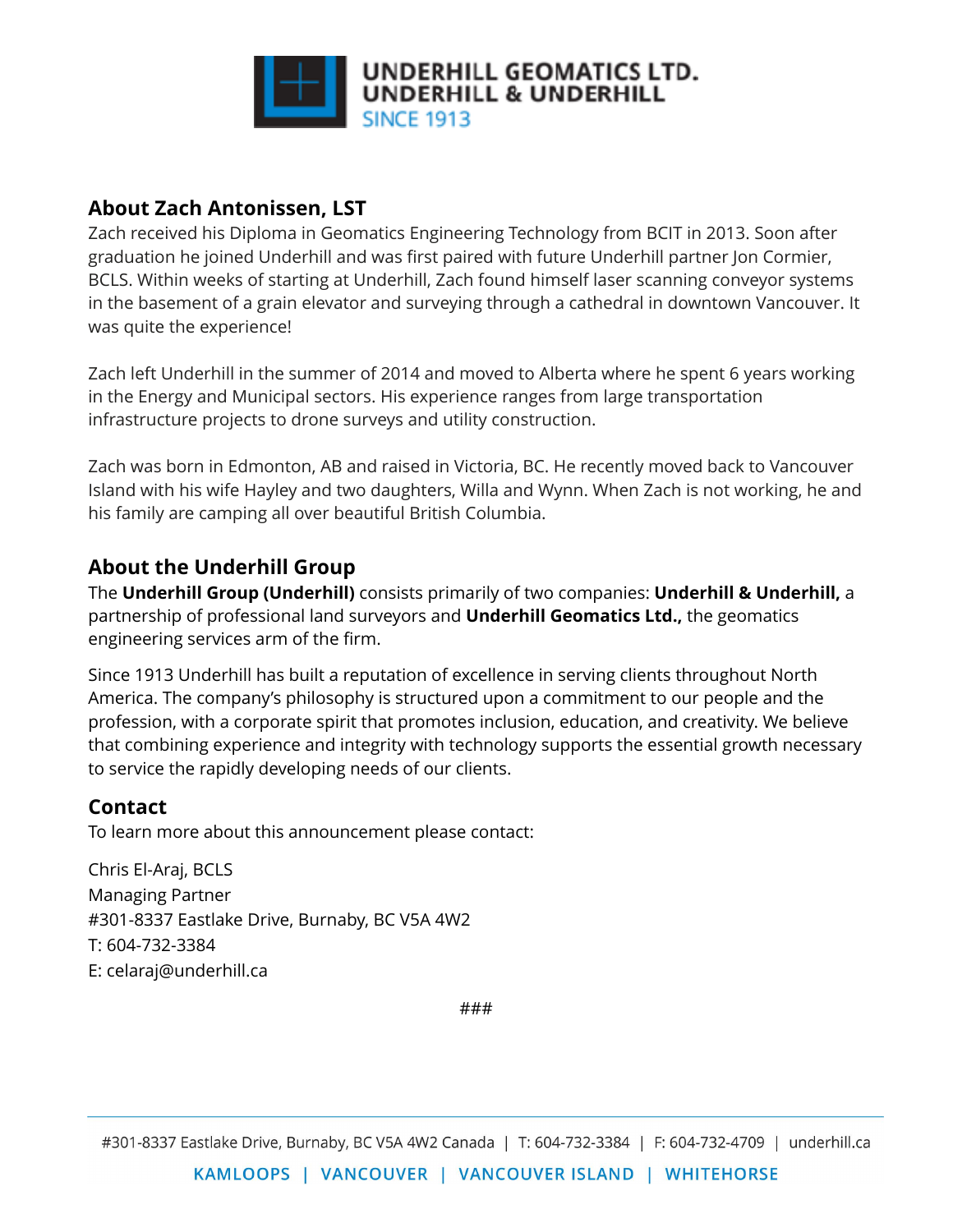## About Zach Antonissen, LST

Zach received his Diploma in Geomatics Engineering Technology from BCIT in 2013. Soon after graduation he joined Underhill and was first paired with future Underhill partner Jon Cormier, BCLS. Within weeks of starting at Underhill, Zach found himself laser scanning conveyor systems in the basement of a grain elevator and surveying through a cathedral in downtown Vancouver. It was quite the experience!

Zach left Underhill in the summer of 2014 and moved to Alberta where he spent 6 years working in the Energy and Municipal sectors. His experience ranges from large transportation infrastructure projects to drone surveys and utility construction.

Zach was born in Edmonton, AB and raised in Victoria, BC. He recently moved back to Vancouver Island with his wife Hayley and two daughters, Willa and Wynn. When Zach is not working, he and his family are camping all over beautiful British Columbia.

## About the Underhill Group

The **Underhill Group (Underhill)** consists primarily of two companies: **Underhill & Underhill,** a partnership of professional land surveyors and **Underhill Geomatics Ltd.,** the geomatics engineering services arm of the firm.

Since 1913 Underhill has built a reputation of excellence in serving clients throughout North America. The company's philosophy is structured upon a commitment to our people and the profession, with a corporate spirit that promotes inclusion, education, and creativity. We believe that combining experience and integrity with technology supports the essential growth necessary to service the rapidly developing needs of our clients.

## Contact

To learn more about this announcement please contact:

Chris El-Araj, BCLS
Managing Partner
#301-8337 Eastlake Drive, Burnaby, BC V5A 4W2
T: 604-732-3384
E: celaraj@underhill.ca

###